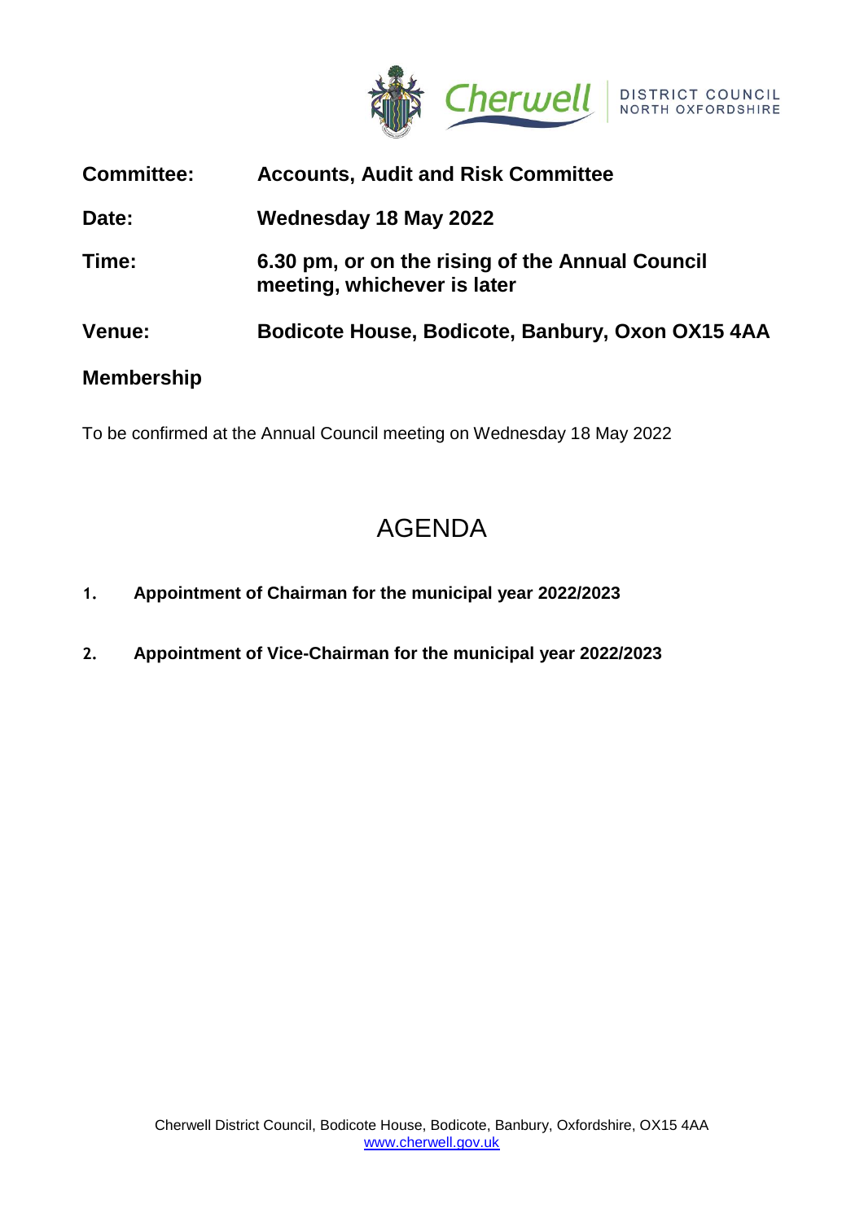Cherwell DISTRICT COUNCIL NORTH OXFORDSHIRE

| | |
|---|---|
| **Committee:** | **Accounts, Audit and Risk Committee** |
| **Date:** | **Wednesday 18 May 2022** |
| **Time:** | **6.30 pm, or on the rising of the Annual Council meeting, whichever is later** |
| **Venue:** | **Bodicote House, Bodicote, Banbury, Oxon OX15 4AA** |

**Membership**

To be confirmed at the Annual Council meeting on Wednesday 18 May 2022

# AGENDA

1. **Appointment of Chairman for the municipal year 2022/2023**

2. **Appointment of Vice-Chairman for the municipal year 2022/2023**

Cherwell District Council, Bodicote House, Bodicote, Banbury, Oxfordshire, OX15 4AA
www.cherwell.gov.uk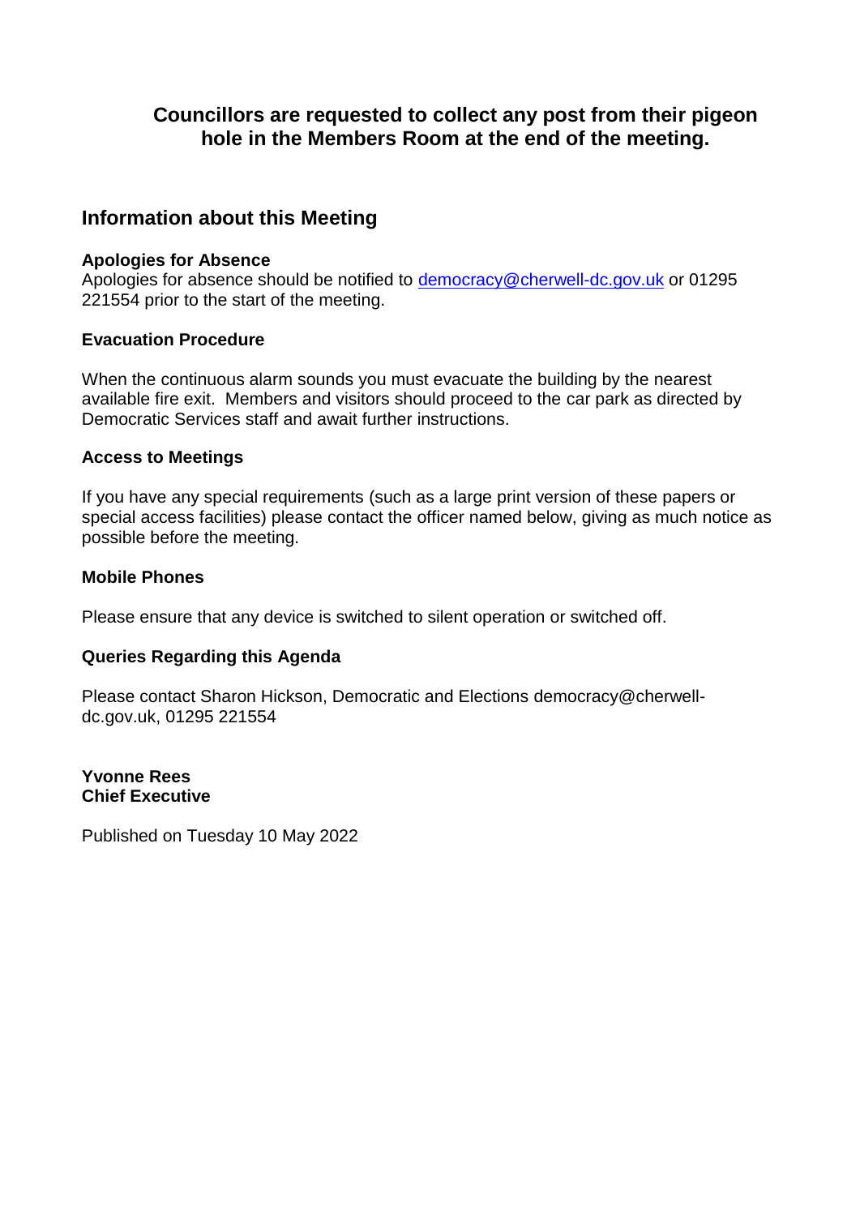**Councillors are requested to collect any post from their pigeon hole in the Members Room at the end of the meeting.**

## Information about this Meeting

**Apologies for Absence**
Apologies for absence should be notified to democracy@cherwell-dc.gov.uk or 01295 221554 prior to the start of the meeting.

**Evacuation Procedure**

When the continuous alarm sounds you must evacuate the building by the nearest available fire exit. Members and visitors should proceed to the car park as directed by Democratic Services staff and await further instructions.

**Access to Meetings**

If you have any special requirements (such as a large print version of these papers or special access facilities) please contact the officer named below, giving as much notice as possible before the meeting.

**Mobile Phones**

Please ensure that any device is switched to silent operation or switched off.

**Queries Regarding this Agenda**

Please contact Sharon Hickson, Democratic and Elections democracy@cherwell-dc.gov.uk, 01295 221554

**Yvonne Rees**
**Chief Executive**

Published on Tuesday 10 May 2022